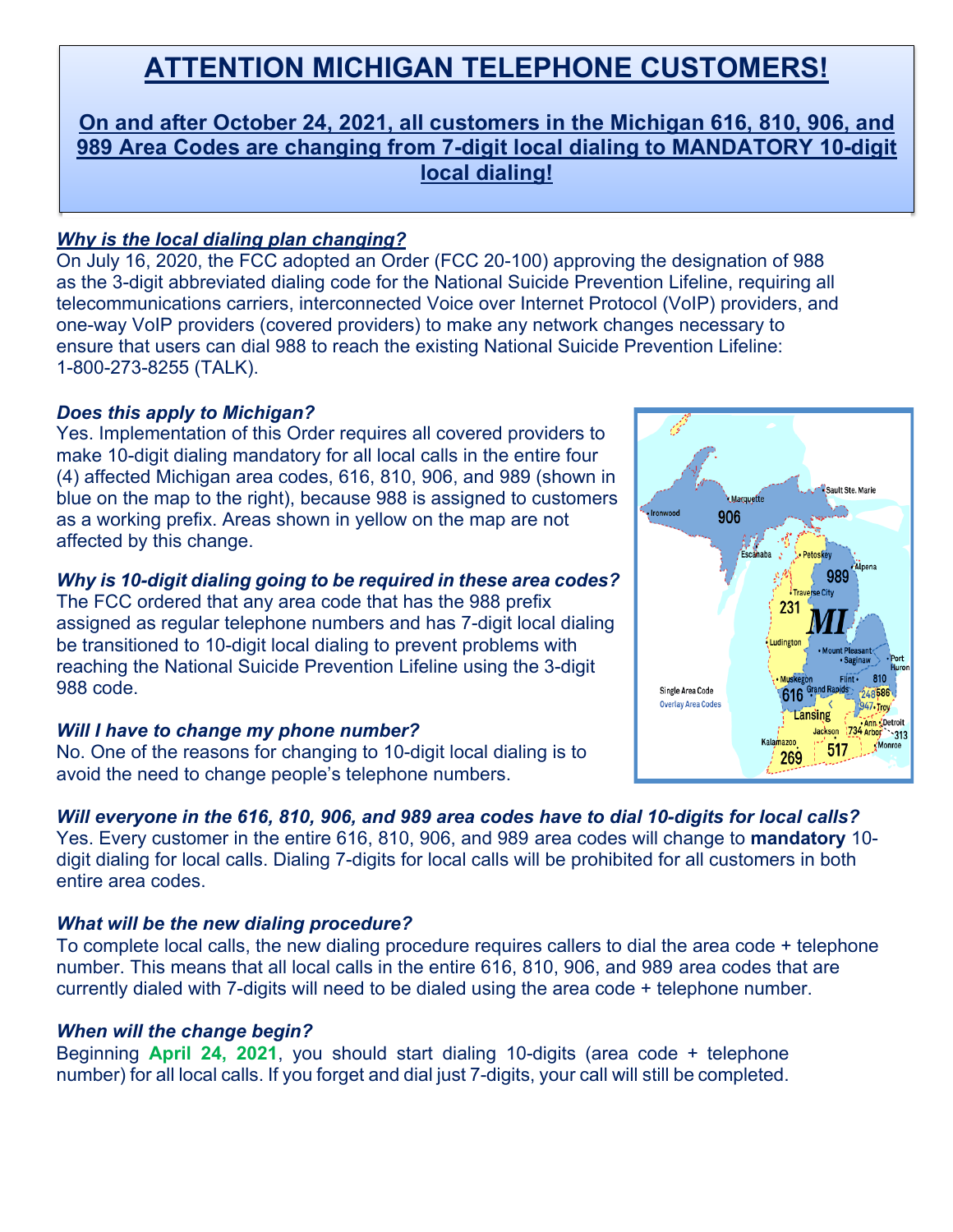# ATTENTION MICHIGAN TELEPHONE CUSTOMERS!

## On and after October 24, 2021, all customers in the Michigan 616, 810, 906, and 989 Area Codes are changing from 7-digit local dialing to MANDATORY 10-digit local dialing!

***Why is the local dialing plan changing?***

On July 16, 2020, the FCC adopted an Order (FCC 20-100) approving the designation of 988 as the 3-digit abbreviated dialing code for the National Suicide Prevention Lifeline, requiring all telecommunications carriers, interconnected Voice over Internet Protocol (VoIP) providers, and one-way VoIP providers (covered providers) to make any network changes necessary to ensure that users can dial 988 to reach the existing National Suicide Prevention Lifeline: 1-800-273-8255 (TALK).

***Does this apply to Michigan?***

Yes. Implementation of this Order requires all covered providers to make 10-digit dialing mandatory for all local calls in the entire four (4) affected Michigan area codes, 616, 810, 906, and 989 (shown in blue on the map to the right), because 988 is assigned to customers as a working prefix. Areas shown in yellow on the map are not affected by this change.

***Why is 10-digit dialing going to be required in these area codes?***

The FCC ordered that any area code that has the 988 prefix assigned as regular telephone numbers and has 7-digit local dialing be transitioned to 10-digit local dialing to prevent problems with reaching the National Suicide Prevention Lifeline using the 3-digit 988 code.

***Will I have to change my phone number?***

No. One of the reasons for changing to 10-digit local dialing is to avoid the need to change people's telephone numbers.

***Will everyone in the 616, 810, 906, and 989 area codes have to dial 10-digits for local calls?***

Yes. Every customer in the entire 616, 810, 906, and 989 area codes will change to **mandatory** 10-digit dialing for local calls. Dialing 7-digits for local calls will be prohibited for all customers in both entire area codes.

***What will be the new dialing procedure?***

To complete local calls, the new dialing procedure requires callers to dial the area code + telephone number. This means that all local calls in the entire 616, 810, 906, and 989 area codes that are currently dialed with 7-digits will need to be dialed using the area code + telephone number.

***When will the change begin?***

Beginning **April 24, 2021**, you should start dialing 10-digits (area code + telephone number) for all local calls. If you forget and dial just 7-digits, your call will still be completed.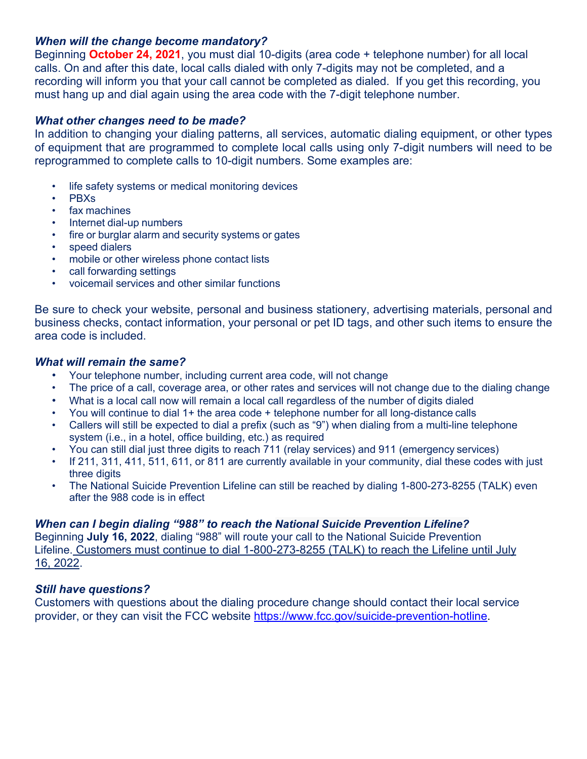***When will the change become mandatory?***

Beginning **October 24, 2021**, you must dial 10-digits (area code + telephone number) for all local calls. On and after this date, local calls dialed with only 7-digits may not be completed, and a recording will inform you that your call cannot be completed as dialed. If you get this recording, you must hang up and dial again using the area code with the 7-digit telephone number.

***What other changes need to be made?***

In addition to changing your dialing patterns, all services, automatic dialing equipment, or other types of equipment that are programmed to complete local calls using only 7-digit numbers will need to be reprogrammed to complete calls to 10-digit numbers. Some examples are:

- life safety systems or medical monitoring devices
- PBXs
- fax machines
- Internet dial-up numbers
- fire or burglar alarm and security systems or gates
- speed dialers
- mobile or other wireless phone contact lists
- call forwarding settings
- voicemail services and other similar functions

Be sure to check your website, personal and business stationery, advertising materials, personal and business checks, contact information, your personal or pet ID tags, and other such items to ensure the area code is included.

***What will remain the same?***

- Your telephone number, including current area code, will not change
- The price of a call, coverage area, or other rates and services will not change due to the dialing change
- What is a local call now will remain a local call regardless of the number of digits dialed
- You will continue to dial 1+ the area code + telephone number for all long-distance calls
- Callers will still be expected to dial a prefix (such as "9") when dialing from a multi-line telephone system (i.e., in a hotel, office building, etc.) as required
- You can still dial just three digits to reach 711 (relay services) and 911 (emergency services)
- If 211, 311, 411, 511, 611, or 811 are currently available in your community, dial these codes with just three digits
- The National Suicide Prevention Lifeline can still be reached by dialing 1-800-273-8255 (TALK) even after the 988 code is in effect

***When can I begin dialing "988" to reach the National Suicide Prevention Lifeline?***

Beginning **July 16, 2022**, dialing "988" will route your call to the National Suicide Prevention Lifeline. Customers must continue to dial 1-800-273-8255 (TALK) to reach the Lifeline until July 16, 2022.

***Still have questions?***

Customers with questions about the dialing procedure change should contact their local service provider, or they can visit the FCC website https://www.fcc.gov/suicide-prevention-hotline.